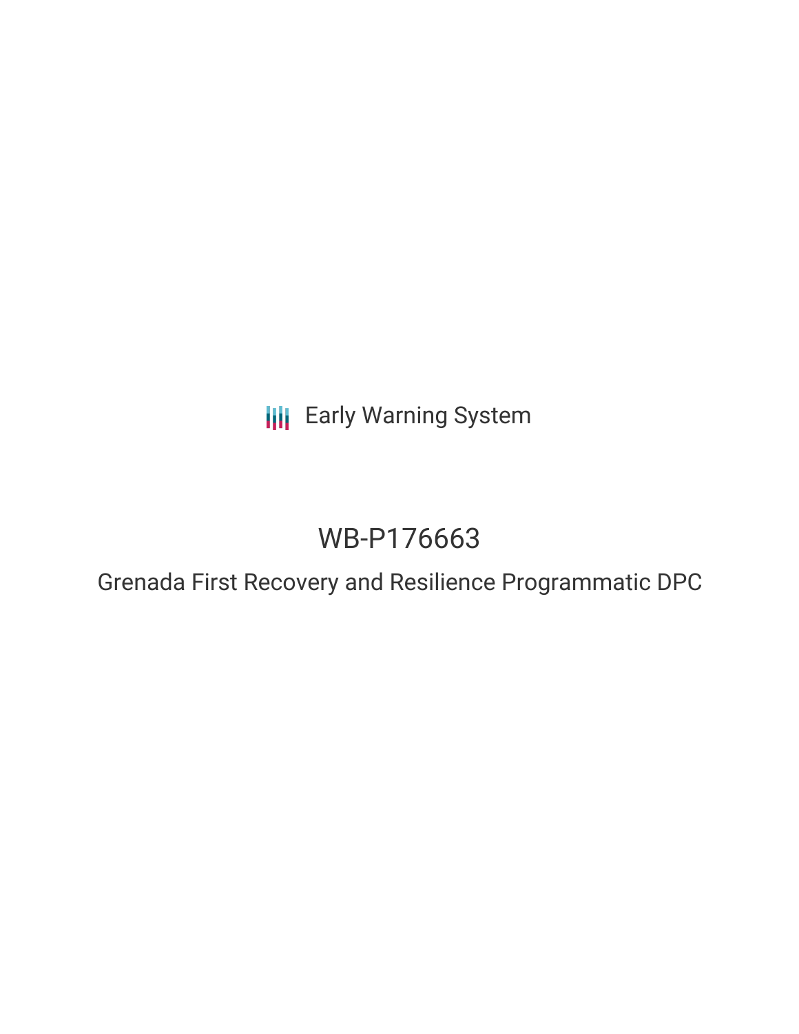Early Warning System

# WB-P176663

## Grenada First Recovery and Resilience Programmatic DPC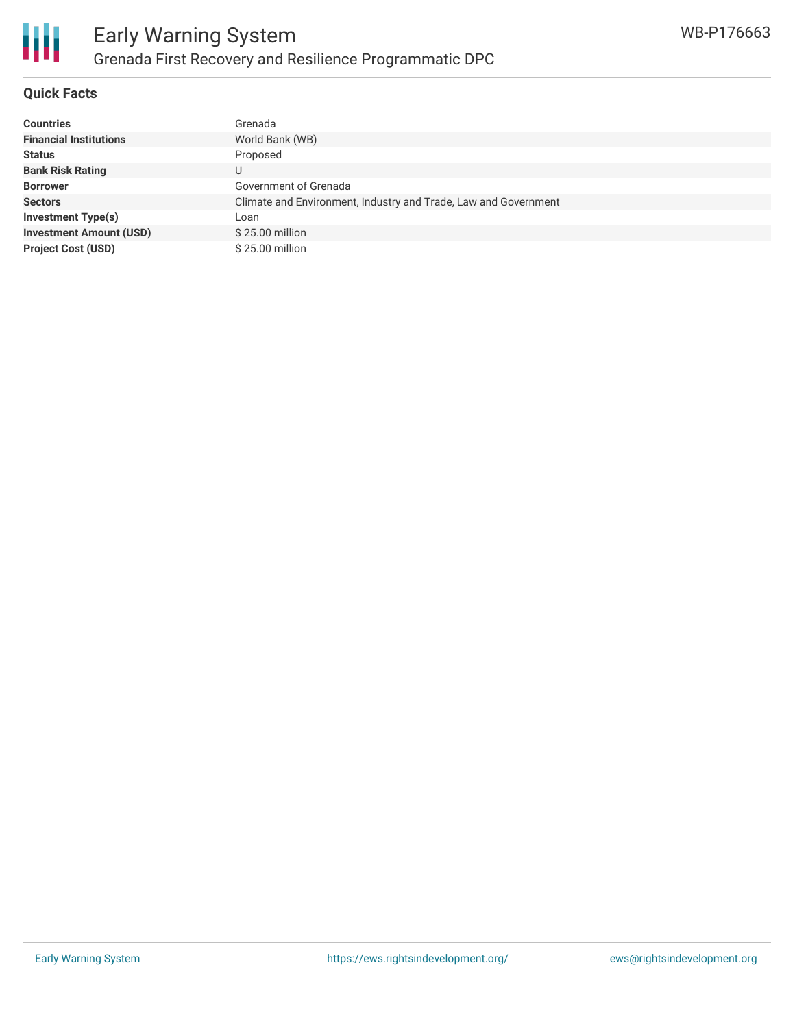## Quick Facts

| | |
|---|---|
| **Countries** | Grenada |
| **Financial Institutions** | World Bank (WB) |
| **Status** | Proposed |
| **Bank Risk Rating** | U |
| **Borrower** | Government of Grenada |
| **Sectors** | Climate and Environment, Industry and Trade, Law and Government |
| **Investment Type(s)** | Loan |
| **Investment Amount (USD)** | $ 25.00 million |
| **Project Cost (USD)** | $ 25.00 million |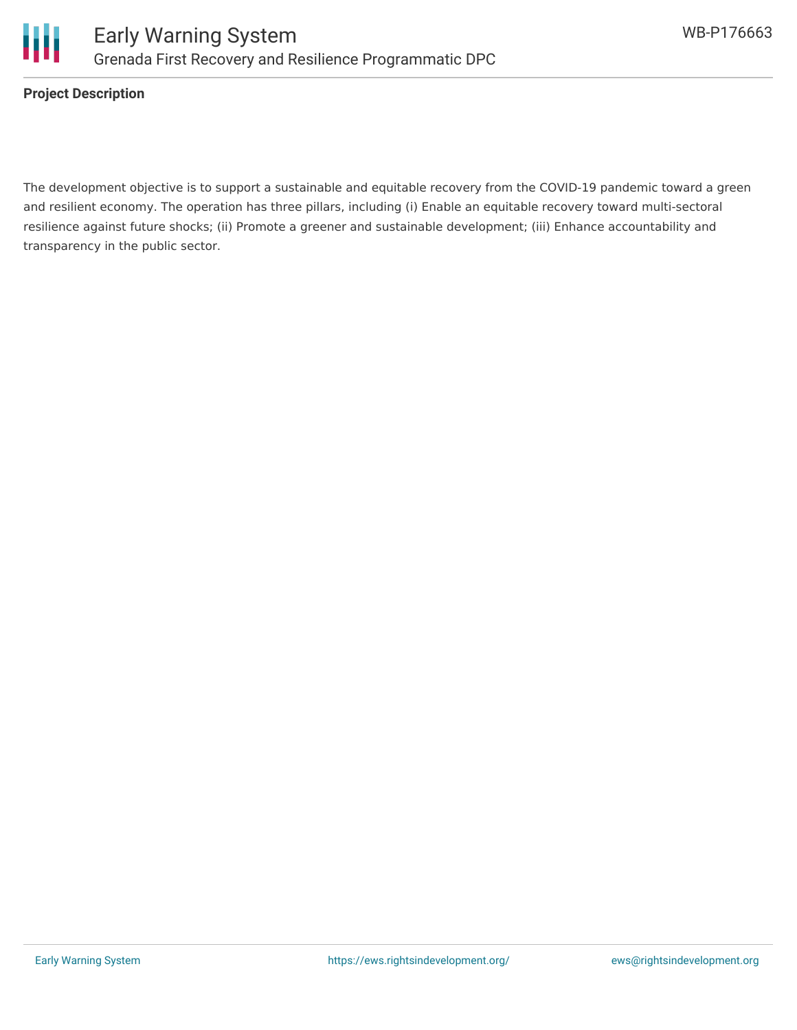**Project Description**

The development objective is to support a sustainable and equitable recovery from the COVID-19 pandemic toward a green and resilient economy. The operation has three pillars, including (i) Enable an equitable recovery toward multi-sectoral resilience against future shocks; (ii) Promote a greener and sustainable development; (iii) Enhance accountability and transparency in the public sector.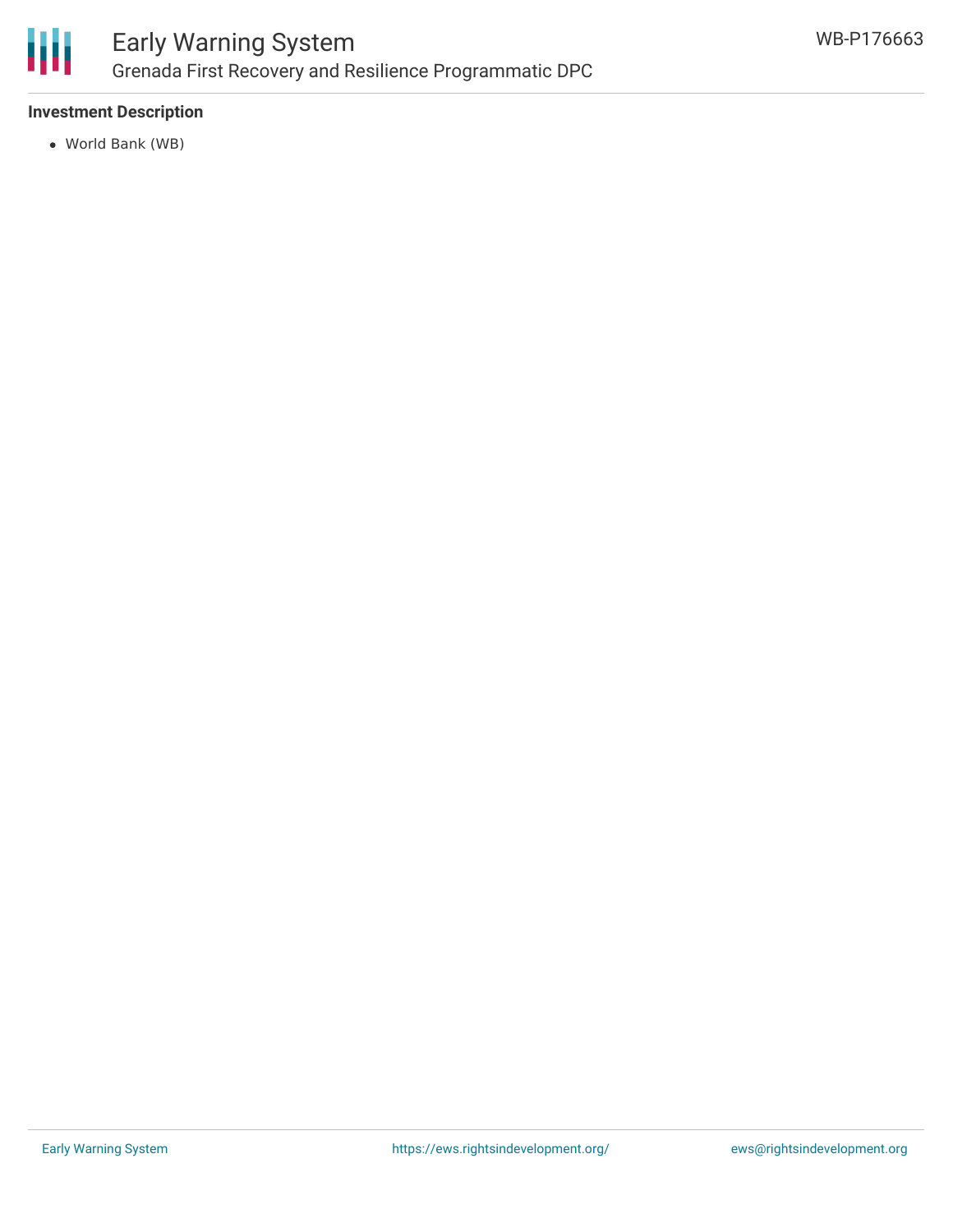### Investment Description

- World Bank (WB)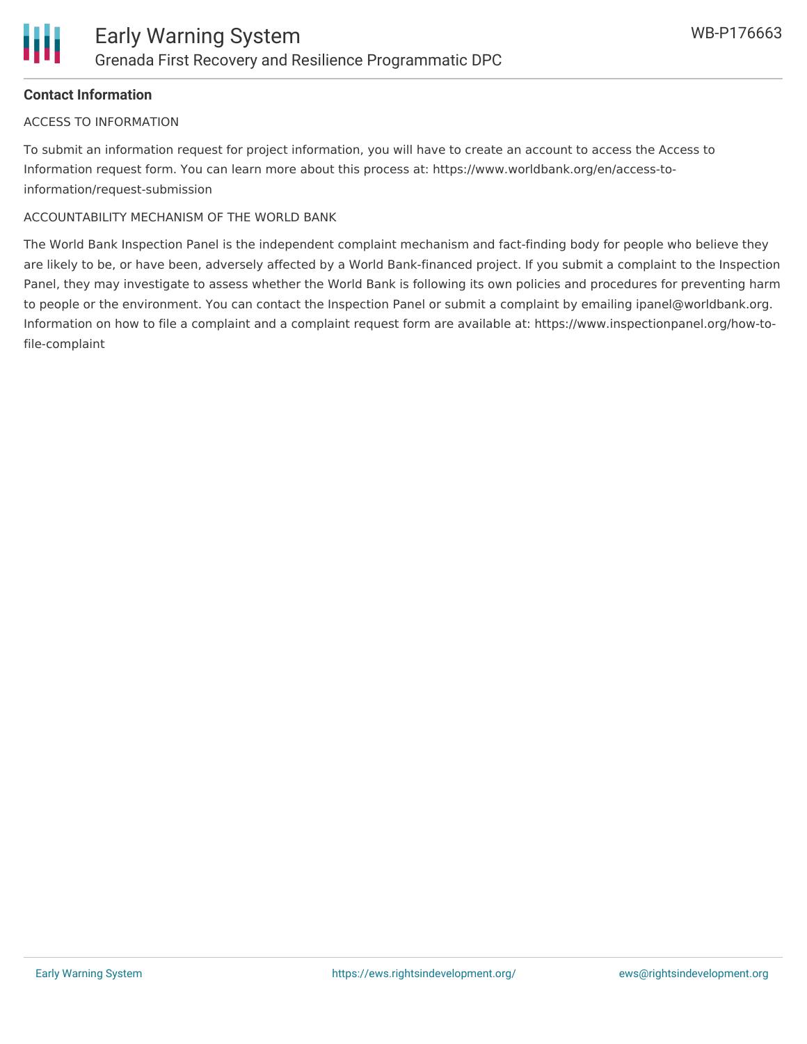**Contact Information**

ACCESS TO INFORMATION

To submit an information request for project information, you will have to create an account to access the Access to Information request form. You can learn more about this process at: https://www.worldbank.org/en/access-to-information/request-submission

ACCOUNTABILITY MECHANISM OF THE WORLD BANK

The World Bank Inspection Panel is the independent complaint mechanism and fact-finding body for people who believe they are likely to be, or have been, adversely affected by a World Bank-financed project. If you submit a complaint to the Inspection Panel, they may investigate to assess whether the World Bank is following its own policies and procedures for preventing harm to people or the environment. You can contact the Inspection Panel or submit a complaint by emailing ipanel@worldbank.org. Information on how to file a complaint and a complaint request form are available at: https://www.inspectionpanel.org/how-to-file-complaint